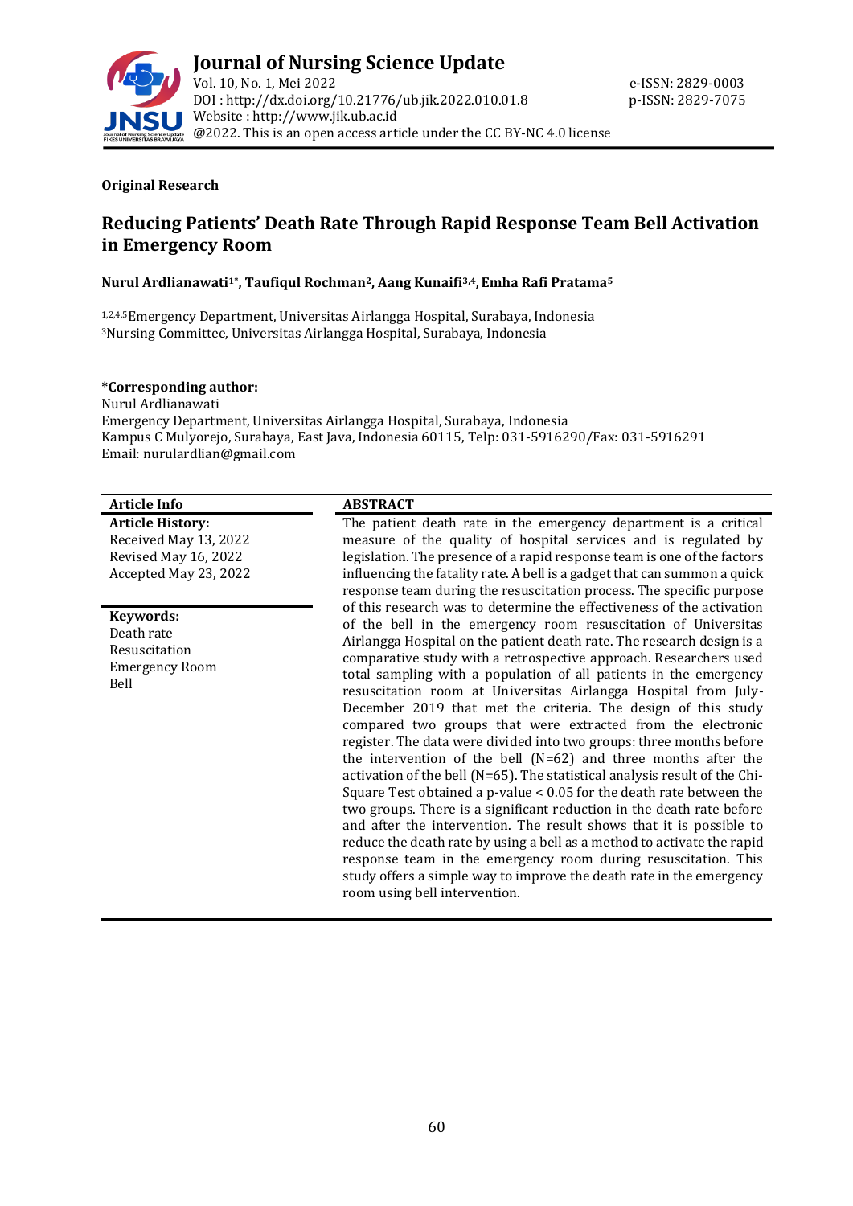**Original Research**

# Reducing Patients' Death Rate Through Rapid Response Team Bell Activation in Emergency Room

**Nurul Ardlianawati[1*], Taufiqul Rochman[2], Aang Kunaifi[3,4], Emha Rafi Pratama[5]**

[1,2,4,5]Emergency Department, Universitas Airlangga Hospital, Surabaya, Indonesia
[3]Nursing Committee, Universitas Airlangga Hospital, Surabaya, Indonesia

**\*Corresponding author:**
Nurul Ardlianawati
Emergency Department, Universitas Airlangga Hospital, Surabaya, Indonesia
Kampus C Mulyorejo, Surabaya, East Java, Indonesia 60115, Telp: 031-5916290/Fax: 031-5916291
Email: nurulardlian@gmail.com

**Article Info**

**Article History:**
Received May 13, 2022
Revised May 16, 2022
Accepted May 23, 2022

**Keywords:**
Death rate
Resuscitation
Emergency Room
Bell

**ABSTRACT**

The patient death rate in the emergency department is a critical measure of the quality of hospital services and is regulated by legislation. The presence of a rapid response team is one of the factors influencing the fatality rate. A bell is a gadget that can summon a quick response team during the resuscitation process. The specific purpose of this research was to determine the effectiveness of the activation of the bell in the emergency room resuscitation of Universitas Airlangga Hospital on the patient death rate. The research design is a comparative study with a retrospective approach. Researchers used total sampling with a population of all patients in the emergency resuscitation room at Universitas Airlangga Hospital from July-December 2019 that met the criteria. The design of this study compared two groups that were extracted from the electronic register. The data were divided into two groups: three months before the intervention of the bell (N=62) and three months after the activation of the bell (N=65). The statistical analysis result of the Chi-Square Test obtained a p-value < 0.05 for the death rate between the two groups. There is a significant reduction in the death rate before and after the intervention. The result shows that it is possible to reduce the death rate by using a bell as a method to activate the rapid response team in the emergency room during resuscitation. This study offers a simple way to improve the death rate in the emergency room using bell intervention.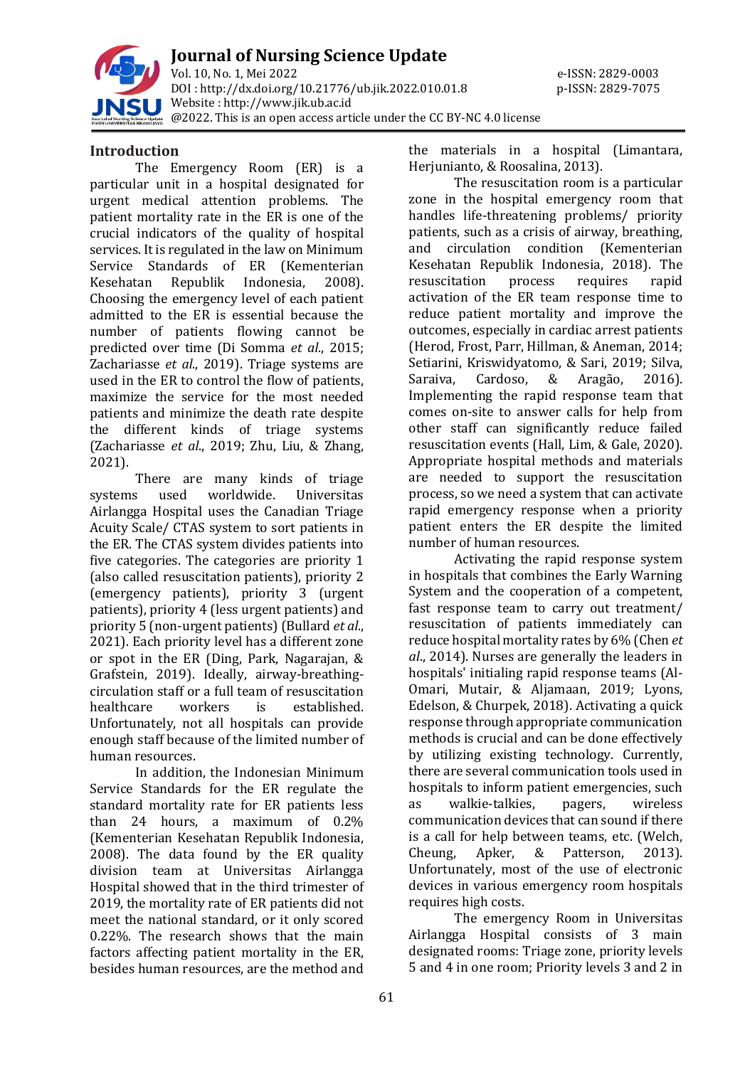## Introduction

The Emergency Room (ER) is a particular unit in a hospital designated for urgent medical attention problems. The patient mortality rate in the ER is one of the crucial indicators of the quality of hospital services. It is regulated in the law on Minimum Service Standards of ER (Kementerian Kesehatan Republik Indonesia, 2008). Choosing the emergency level of each patient admitted to the ER is essential because the number of patients flowing cannot be predicted over time (Di Somma *et al*., 2015; Zachariasse *et al*., 2019). Triage systems are used in the ER to control the flow of patients, maximize the service for the most needed patients and minimize the death rate despite the different kinds of triage systems (Zachariasse *et al*., 2019; Zhu, Liu, & Zhang, 2021).

There are many kinds of triage systems used worldwide. Universitas Airlangga Hospital uses the Canadian Triage Acuity Scale/ CTAS system to sort patients in the ER. The CTAS system divides patients into five categories. The categories are priority 1 (also called resuscitation patients), priority 2 (emergency patients), priority 3 (urgent patients), priority 4 (less urgent patients) and priority 5 (non-urgent patients) (Bullard *et al*., 2021). Each priority level has a different zone or spot in the ER (Ding, Park, Nagarajan, & Grafstein, 2019). Ideally, airway-breathing-circulation staff or a full team of resuscitation healthcare workers is established. Unfortunately, not all hospitals can provide enough staff because of the limited number of human resources.

In addition, the Indonesian Minimum Service Standards for the ER regulate the standard mortality rate for ER patients less than 24 hours, a maximum of 0.2% (Kementerian Kesehatan Republik Indonesia, 2008). The data found by the ER quality division team at Universitas Airlangga Hospital showed that in the third trimester of 2019, the mortality rate of ER patients did not meet the national standard, or it only scored 0.22%. The research shows that the main factors affecting patient mortality in the ER, besides human resources, are the method and the materials in a hospital (Limantara, Herjunianto, & Roosalina, 2013).

The resuscitation room is a particular zone in the hospital emergency room that handles life-threatening problems/ priority patients, such as a crisis of airway, breathing, and circulation condition (Kementerian Kesehatan Republik Indonesia, 2018). The resuscitation process requires rapid activation of the ER team response time to reduce patient mortality and improve the outcomes, especially in cardiac arrest patients (Herod, Frost, Parr, Hillman, & Aneman, 2014; Setiarini, Kriswidyatomo, & Sari, 2019; Silva, Saraiva, Cardoso, & Aragão, 2016). Implementing the rapid response team that comes on-site to answer calls for help from other staff can significantly reduce failed resuscitation events (Hall, Lim, & Gale, 2020). Appropriate hospital methods and materials are needed to support the resuscitation process, so we need a system that can activate rapid emergency response when a priority patient enters the ER despite the limited number of human resources.

Activating the rapid response system in hospitals that combines the Early Warning System and the cooperation of a competent, fast response team to carry out treatment/ resuscitation of patients immediately can reduce hospital mortality rates by 6% (Chen *et al*., 2014). Nurses are generally the leaders in hospitals' initialing rapid response teams (Al-Omari, Mutair, & Aljamaan, 2019; Lyons, Edelson, & Churpek, 2018). Activating a quick response through appropriate communication methods is crucial and can be done effectively by utilizing existing technology. Currently, there are several communication tools used in hospitals to inform patient emergencies, such as walkie-talkies, pagers, wireless communication devices that can sound if there is a call for help between teams, etc. (Welch, Cheung, Apker, & Patterson, 2013). Unfortunately, most of the use of electronic devices in various emergency room hospitals requires high costs.

The emergency Room in Universitas Airlangga Hospital consists of 3 main designated rooms: Triage zone, priority levels 5 and 4 in one room; Priority levels 3 and 2 in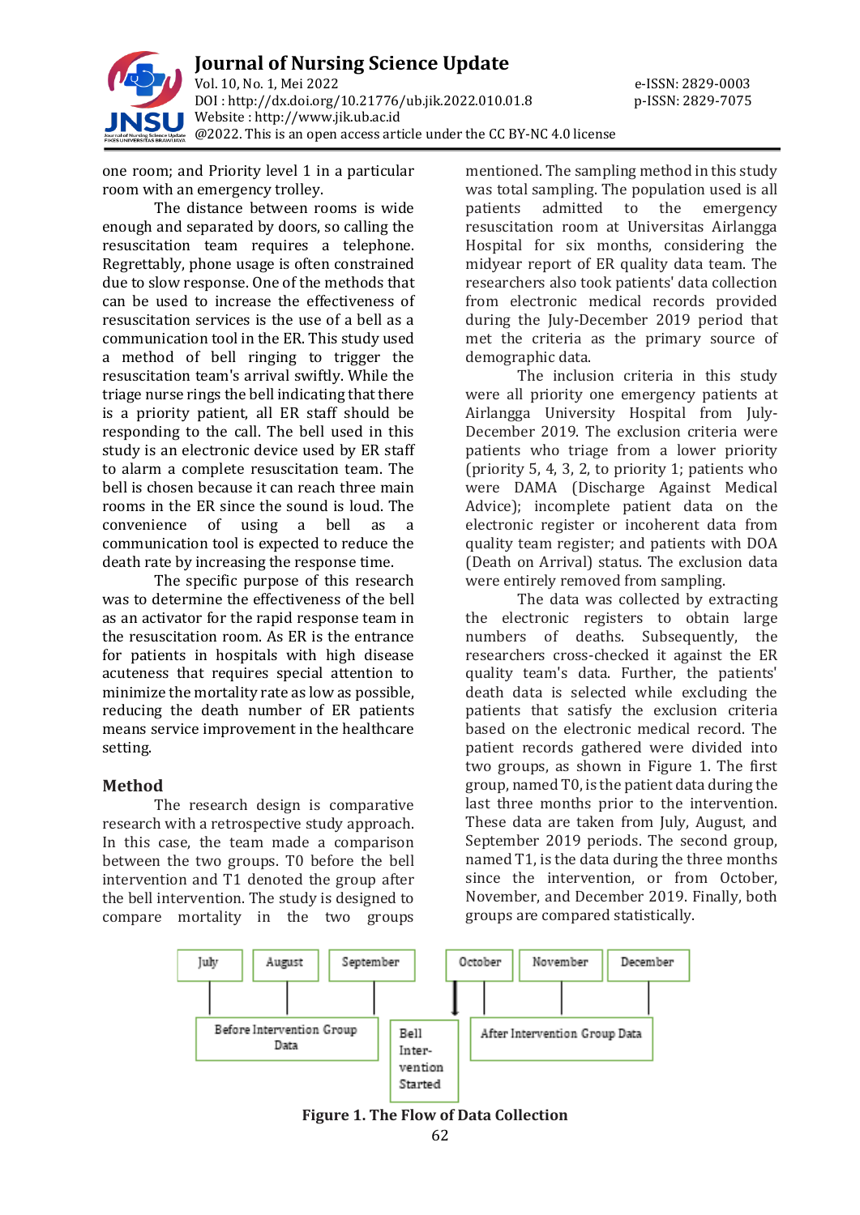one room; and Priority level 1 in a particular room with an emergency trolley.

The distance between rooms is wide enough and separated by doors, so calling the resuscitation team requires a telephone. Regrettably, phone usage is often constrained due to slow response. One of the methods that can be used to increase the effectiveness of resuscitation services is the use of a bell as a communication tool in the ER. This study used a method of bell ringing to trigger the resuscitation team's arrival swiftly. While the triage nurse rings the bell indicating that there is a priority patient, all ER staff should be responding to the call. The bell used in this study is an electronic device used by ER staff to alarm a complete resuscitation team. The bell is chosen because it can reach three main rooms in the ER since the sound is loud. The convenience of using a bell as a communication tool is expected to reduce the death rate by increasing the response time.

The specific purpose of this research was to determine the effectiveness of the bell as an activator for the rapid response team in the resuscitation room. As ER is the entrance for patients in hospitals with high disease acuteness that requires special attention to minimize the mortality rate as low as possible, reducing the death number of ER patients means service improvement in the healthcare setting.

## Method

The research design is comparative research with a retrospective study approach. In this case, the team made a comparison between the two groups. T0 before the bell intervention and T1 denoted the group after the bell intervention. The study is designed to compare mortality in the two groups mentioned. The sampling method in this study was total sampling. The population used is all patients admitted to the emergency resuscitation room at Universitas Airlangga Hospital for six months, considering the midyear report of ER quality data team. The researchers also took patients' data collection from electronic medical records provided during the July-December 2019 period that met the criteria as the primary source of demographic data.

The inclusion criteria in this study were all priority one emergency patients at Airlangga University Hospital from July-December 2019. The exclusion criteria were patients who triage from a lower priority (priority 5, 4, 3, 2, to priority 1; patients who were DAMA (Discharge Against Medical Advice); incomplete patient data on the electronic register or incoherent data from quality team register; and patients with DOA (Death on Arrival) status. The exclusion data were entirely removed from sampling.

The data was collected by extracting the electronic registers to obtain large numbers of deaths. Subsequently, the researchers cross-checked it against the ER quality team's data. Further, the patients' death data is selected while excluding the patients that satisfy the exclusion criteria based on the electronic medical record. The patient records gathered were divided into two groups, as shown in Figure 1. The first group, named T0, is the patient data during the last three months prior to the intervention. These data are taken from July, August, and September 2019 periods. The second group, named T1, is the data during the three months since the intervention, or from October, November, and December 2019. Finally, both groups are compared statistically.

July | August | September — Before Intervention Group Data

Bell Inter-vention Started

October | November | December — After Intervention Group Data

**Figure 1. The Flow of Data Collection**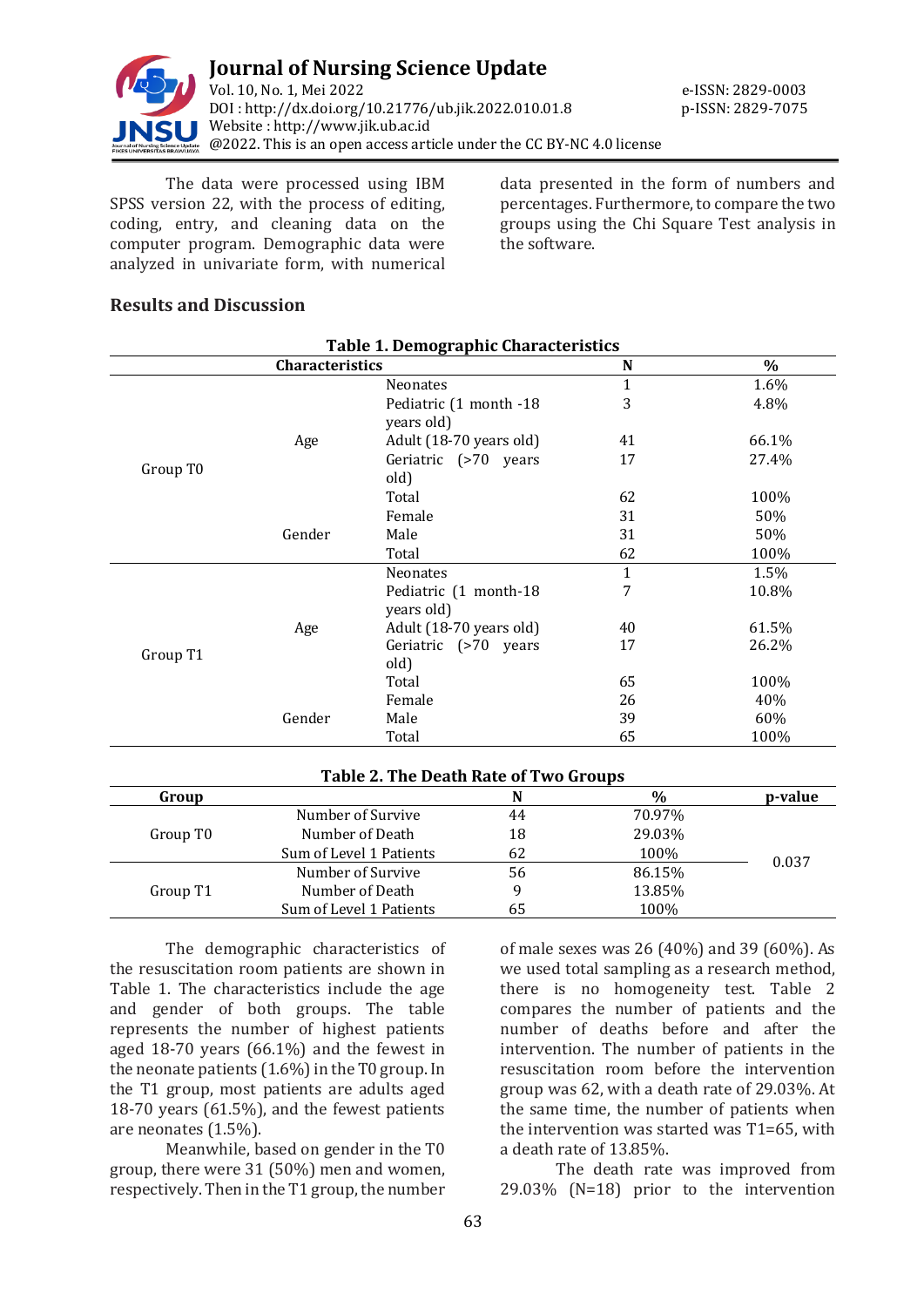The data were processed using IBM SPSS version 22, with the process of editing, coding, entry, and cleaning data on the computer program. Demographic data were analyzed in univariate form, with numerical data presented in the form of numbers and percentages. Furthermore, to compare the two groups using the Chi Square Test analysis in the software.

## Results and Discussion

**Table 1. Demographic Characteristics**

| Characteristics | | | N | % |
|---|---|---|---|---|
| Group T0 | Age | Neonates | 1 | 1.6% |
| | | Pediatric (1 month -18 years old) | 3 | 4.8% |
| | | Adult (18-70 years old) | 41 | 66.1% |
| | | Geriatric (>70 years old) | 17 | 27.4% |
| | | Total | 62 | 100% |
| | Gender | Female | 31 | 50% |
| | | Male | 31 | 50% |
| | | Total | 62 | 100% |
| Group T1 | Age | Neonates | 1 | 1.5% |
| | | Pediatric (1 month-18 years old) | 7 | 10.8% |
| | | Adult (18-70 years old) | 40 | 61.5% |
| | | Geriatric (>70 years old) | 17 | 26.2% |
| | | Total | 65 | 100% |
| | Gender | Female | 26 | 40% |
| | | Male | 39 | 60% |
| | | Total | 65 | 100% |

**Table 2. The Death Rate of Two Groups**

| Group | | N | % | p-value |
|---|---|---|---|---|
| Group T0 | Number of Survive | 44 | 70.97% | 0.037 |
| | Number of Death | 18 | 29.03% | |
| | Sum of Level 1 Patients | 62 | 100% | |
| Group T1 | Number of Survive | 56 | 86.15% | |
| | Number of Death | 9 | 13.85% | |
| | Sum of Level 1 Patients | 65 | 100% | |

The demographic characteristics of the resuscitation room patients are shown in Table 1. The characteristics include the age and gender of both groups. The table represents the number of highest patients aged 18-70 years (66.1%) and the fewest in the neonate patients (1.6%) in the T0 group. In the T1 group, most patients are adults aged 18-70 years (61.5%), and the fewest patients are neonates (1.5%).

Meanwhile, based on gender in the T0 group, there were 31 (50%) men and women, respectively. Then in the T1 group, the number of male sexes was 26 (40%) and 39 (60%). As we used total sampling as a research method, there is no homogeneity test. Table 2 compares the number of patients and the number of deaths before and after the intervention. The number of patients in the resuscitation room before the intervention group was 62, with a death rate of 29.03%. At the same time, the number of patients when the intervention was started was T1=65, with a death rate of 13.85%.

The death rate was improved from 29.03% (N=18) prior to the intervention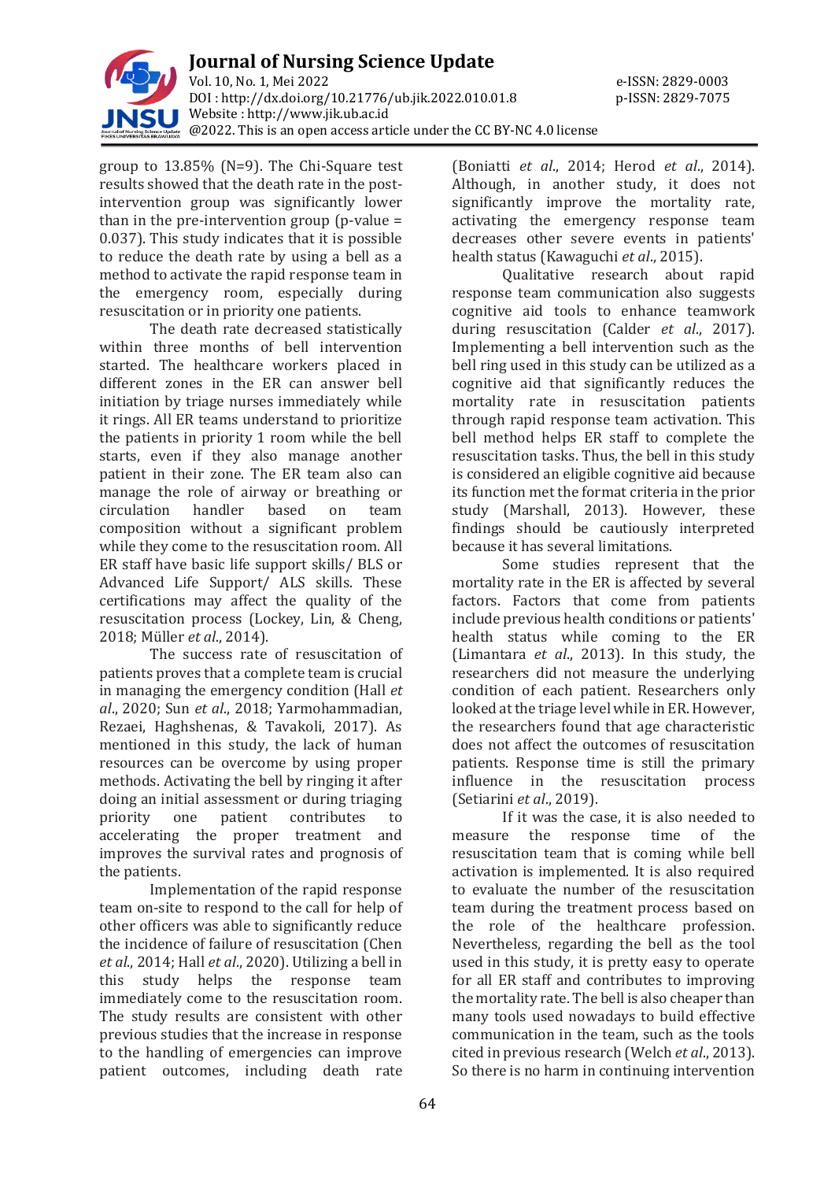group to 13.85% (N=9). The Chi-Square test results showed that the death rate in the post-intervention group was significantly lower than in the pre-intervention group (p-value = 0.037). This study indicates that it is possible to reduce the death rate by using a bell as a method to activate the rapid response team in the emergency room, especially during resuscitation or in priority one patients.

The death rate decreased statistically within three months of bell intervention started. The healthcare workers placed in different zones in the ER can answer bell initiation by triage nurses immediately while it rings. All ER teams understand to prioritize the patients in priority 1 room while the bell starts, even if they also manage another patient in their zone. The ER team also can manage the role of airway or breathing or circulation handler based on team composition without a significant problem while they come to the resuscitation room. All ER staff have basic life support skills/ BLS or Advanced Life Support/ ALS skills. These certifications may affect the quality of the resuscitation process (Lockey, Lin, & Cheng, 2018; Müller *et al*., 2014).

The success rate of resuscitation of patients proves that a complete team is crucial in managing the emergency condition (Hall *et al*., 2020; Sun *et al*., 2018; Yarmohammadian, Rezaei, Haghshenas, & Tavakoli, 2017). As mentioned in this study, the lack of human resources can be overcome by using proper methods. Activating the bell by ringing it after doing an initial assessment or during triaging priority one patient contributes to accelerating the proper treatment and improves the survival rates and prognosis of the patients.

Implementation of the rapid response team on-site to respond to the call for help of other officers was able to significantly reduce the incidence of failure of resuscitation (Chen *et al*., 2014; Hall *et al*., 2020). Utilizing a bell in this study helps the response team immediately come to the resuscitation room. The study results are consistent with other previous studies that the increase in response to the handling of emergencies can improve patient outcomes, including death rate (Boniatti *et al*., 2014; Herod *et al*., 2014). Although, in another study, it does not significantly improve the mortality rate, activating the emergency response team decreases other severe events in patients' health status (Kawaguchi *et al*., 2015).

Qualitative research about rapid response team communication also suggests cognitive aid tools to enhance teamwork during resuscitation (Calder *et al*., 2017). Implementing a bell intervention such as the bell ring used in this study can be utilized as a cognitive aid that significantly reduces the mortality rate in resuscitation patients through rapid response team activation. This bell method helps ER staff to complete the resuscitation tasks. Thus, the bell in this study is considered an eligible cognitive aid because its function met the format criteria in the prior study (Marshall, 2013). However, these findings should be cautiously interpreted because it has several limitations.

Some studies represent that the mortality rate in the ER is affected by several factors. Factors that come from patients include previous health conditions or patients' health status while coming to the ER (Limantara *et al*., 2013). In this study, the researchers did not measure the underlying condition of each patient. Researchers only looked at the triage level while in ER. However, the researchers found that age characteristic does not affect the outcomes of resuscitation patients. Response time is still the primary influence in the resuscitation process (Setiarini *et al*., 2019).

If it was the case, it is also needed to measure the response time of the resuscitation team that is coming while bell activation is implemented. It is also required to evaluate the number of the resuscitation team during the treatment process based on the role of the healthcare profession. Nevertheless, regarding the bell as the tool used in this study, it is pretty easy to operate for all ER staff and contributes to improving the mortality rate. The bell is also cheaper than many tools used nowadays to build effective communication in the team, such as the tools cited in previous research (Welch *et al*., 2013). So there is no harm in continuing intervention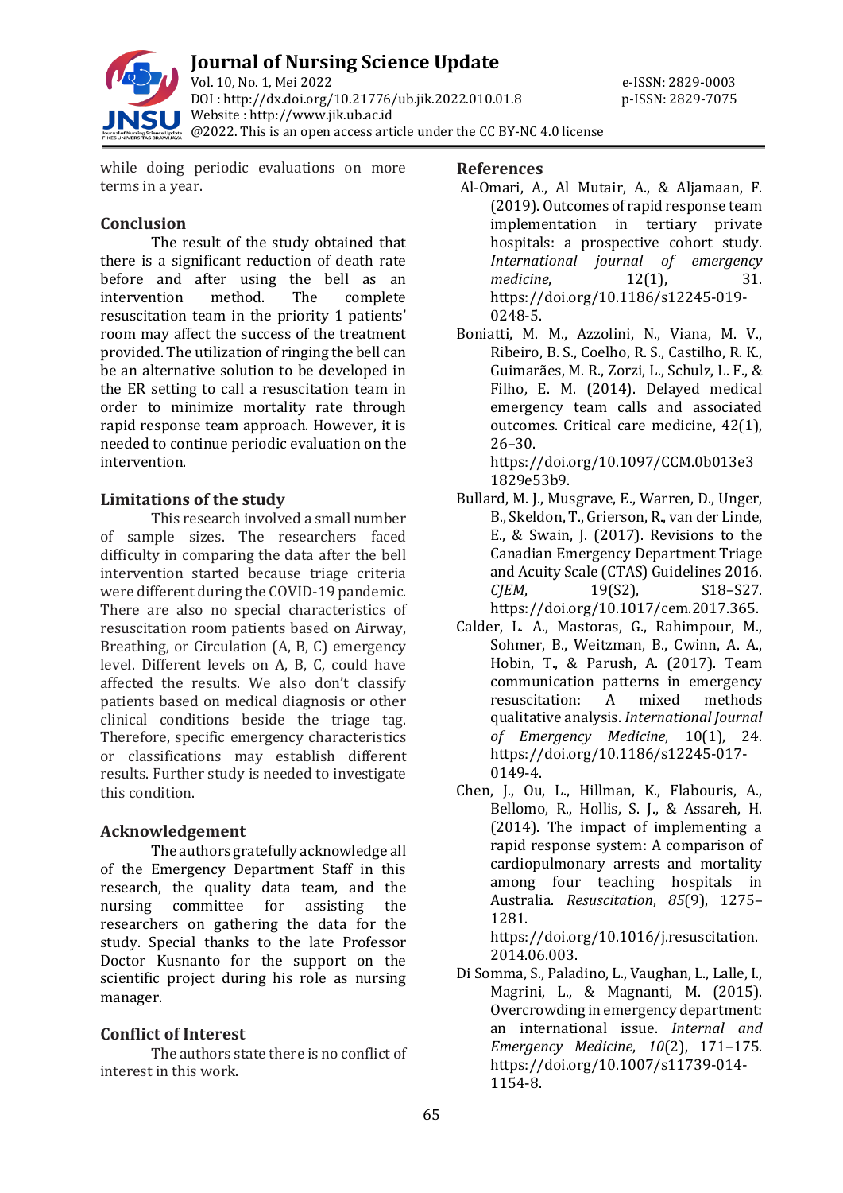while doing periodic evaluations on more terms in a year.

## Conclusion

The result of the study obtained that there is a significant reduction of death rate before and after using the bell as an intervention method. The complete resuscitation team in the priority 1 patients' room may affect the success of the treatment provided. The utilization of ringing the bell can be an alternative solution to be developed in the ER setting to call a resuscitation team in order to minimize mortality rate through rapid response team approach. However, it is needed to continue periodic evaluation on the intervention.

## Limitations of the study

This research involved a small number of sample sizes. The researchers faced difficulty in comparing the data after the bell intervention started because triage criteria were different during the COVID-19 pandemic. There are also no special characteristics of resuscitation room patients based on Airway, Breathing, or Circulation (A, B, C) emergency level. Different levels on A, B, C, could have affected the results. We also don't classify patients based on medical diagnosis or other clinical conditions beside the triage tag. Therefore, specific emergency characteristics or classifications may establish different results. Further study is needed to investigate this condition.

## Acknowledgement

The authors gratefully acknowledge all of the Emergency Department Staff in this research, the quality data team, and the nursing committee for assisting the researchers on gathering the data for the study. Special thanks to the late Professor Doctor Kusnanto for the support on the scientific project during his role as nursing manager.

## Conflict of Interest

The authors state there is no conflict of interest in this work.

## References

Al-Omari, A., Al Mutair, A., & Aljamaan, F. (2019). Outcomes of rapid response team implementation in tertiary private hospitals: a prospective cohort study. *International journal of emergency medicine*, 12(1), 31. https://doi.org/10.1186/s12245-019-0248-5.

Boniatti, M. M., Azzolini, N., Viana, M. V., Ribeiro, B. S., Coelho, R. S., Castilho, R. K., Guimarães, M. R., Zorzi, L., Schulz, L. F., & Filho, E. M. (2014). Delayed medical emergency team calls and associated outcomes. Critical care medicine, 42(1), 26–30. https://doi.org/10.1097/CCM.0b013e31829e53b9.

Bullard, M. J., Musgrave, E., Warren, D., Unger, B., Skeldon, T., Grierson, R., van der Linde, E., & Swain, J. (2017). Revisions to the Canadian Emergency Department Triage and Acuity Scale (CTAS) Guidelines 2016. *CJEM*, 19(S2), S18–S27. https://doi.org/10.1017/cem.2017.365.

Calder, L. A., Mastoras, G., Rahimpour, M., Sohmer, B., Weitzman, B., Cwinn, A. A., Hobin, T., & Parush, A. (2017). Team communication patterns in emergency resuscitation: A mixed methods qualitative analysis. *International Journal of Emergency Medicine*, 10(1), 24. https://doi.org/10.1186/s12245-017-0149-4.

Chen, J., Ou, L., Hillman, K., Flabouris, A., Bellomo, R., Hollis, S. J., & Assareh, H. (2014). The impact of implementing a rapid response system: A comparison of cardiopulmonary arrests and mortality among four teaching hospitals in Australia. *Resuscitation*, *85*(9), 1275–1281. https://doi.org/10.1016/j.resuscitation.2014.06.003.

Di Somma, S., Paladino, L., Vaughan, L., Lalle, I., Magrini, L., & Magnanti, M. (2015). Overcrowding in emergency department: an international issue. *Internal and Emergency Medicine*, *10*(2), 171–175. https://doi.org/10.1007/s11739-014-1154-8.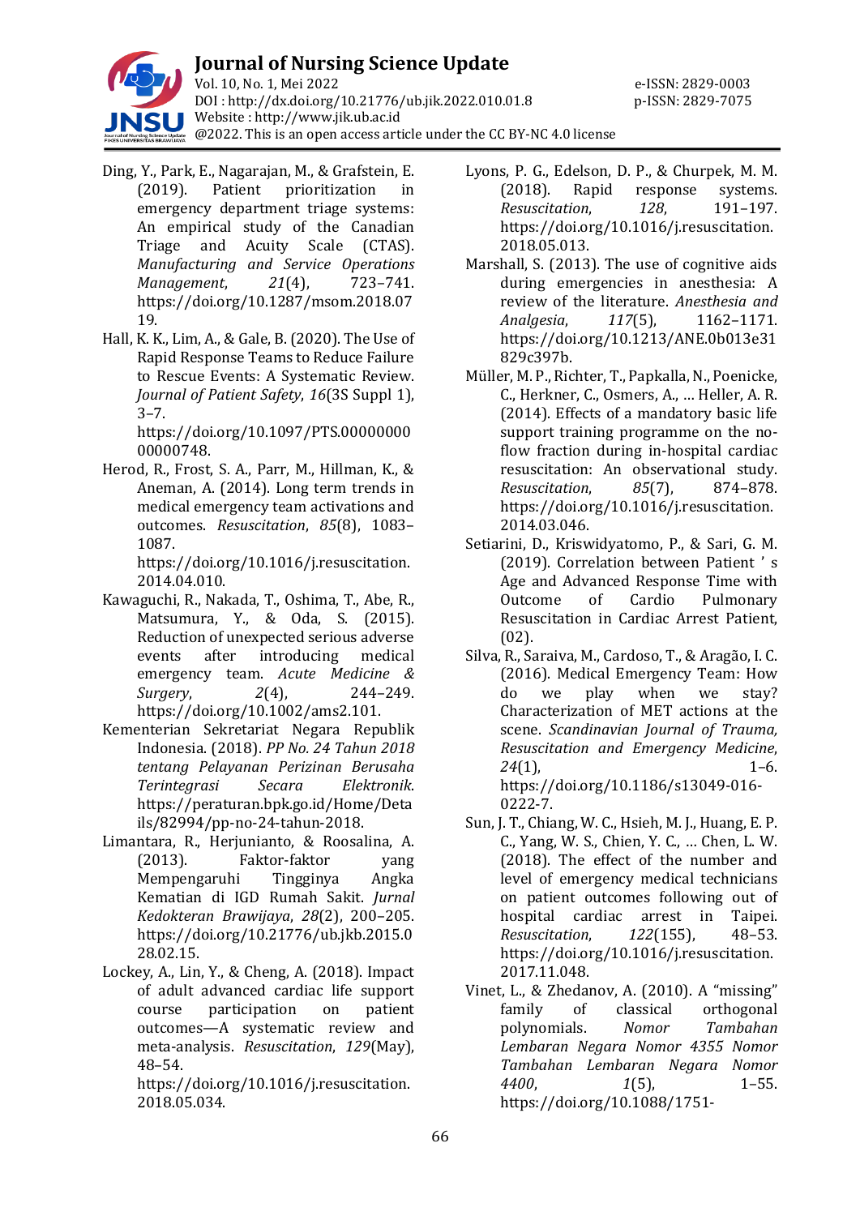Ding, Y., Park, E., Nagarajan, M., & Grafstein, E. (2019). Patient prioritization in emergency department triage systems: An empirical study of the Canadian Triage and Acuity Scale (CTAS). *Manufacturing and Service Operations Management*, *21*(4), 723–741. https://doi.org/10.1287/msom.2018.0719.

Hall, K. K., Lim, A., & Gale, B. (2020). The Use of Rapid Response Teams to Reduce Failure to Rescue Events: A Systematic Review. *Journal of Patient Safety*, *16*(3S Suppl 1), 3–7. https://doi.org/10.1097/PTS.0000000000000748.

Herod, R., Frost, S. A., Parr, M., Hillman, K., & Aneman, A. (2014). Long term trends in medical emergency team activations and outcomes. *Resuscitation*, *85*(8), 1083–1087. https://doi.org/10.1016/j.resuscitation.2014.04.010.

Kawaguchi, R., Nakada, T., Oshima, T., Abe, R., Matsumura, Y., & Oda, S. (2015). Reduction of unexpected serious adverse events after introducing medical emergency team. *Acute Medicine & Surgery*, *2*(4), 244–249. https://doi.org/10.1002/ams2.101.

Kementerian Sekretariat Negara Republik Indonesia. (2018). *PP No. 24 Tahun 2018 tentang Pelayanan Perizinan Berusaha Terintegrasi Secara Elektronik*. https://peraturan.bpk.go.id/Home/Details/82994/pp-no-24-tahun-2018.

Limantara, R., Herjunianto, & Roosalina, A. (2013). Faktor-faktor yang Mempengaruhi Tingginya Angka Kematian di IGD Rumah Sakit. *Jurnal Kedokteran Brawijaya*, *28*(2), 200–205. https://doi.org/10.21776/ub.jkb.2015.028.02.15.

Lockey, A., Lin, Y., & Cheng, A. (2018). Impact of adult advanced cardiac life support course participation on patient outcomes—A systematic review and meta-analysis. *Resuscitation*, *129*(May), 48–54. https://doi.org/10.1016/j.resuscitation.2018.05.034.

Lyons, P. G., Edelson, D. P., & Churpek, M. M. (2018). Rapid response systems. *Resuscitation*, *128*, 191–197. https://doi.org/10.1016/j.resuscitation.2018.05.013.

Marshall, S. (2013). The use of cognitive aids during emergencies in anesthesia: A review of the literature. *Anesthesia and Analgesia*, *117*(5), 1162–1171. https://doi.org/10.1213/ANE.0b013e31829c397b.

Müller, M. P., Richter, T., Papkalla, N., Poenicke, C., Herkner, C., Osmers, A., … Heller, A. R. (2014). Effects of a mandatory basic life support training programme on the no-flow fraction during in-hospital cardiac resuscitation: An observational study. *Resuscitation*, *85*(7), 874–878. https://doi.org/10.1016/j.resuscitation.2014.03.046.

Setiarini, D., Kriswidyatomo, P., & Sari, G. M. (2019). Correlation between Patient ' s Age and Advanced Response Time with Outcome of Cardio Pulmonary Resuscitation in Cardiac Arrest Patient, (02).

Silva, R., Saraiva, M., Cardoso, T., & Aragão, I. C. (2016). Medical Emergency Team: How do we play when we stay? Characterization of MET actions at the scene. *Scandinavian Journal of Trauma, Resuscitation and Emergency Medicine*, *24*(1), 1–6. https://doi.org/10.1186/s13049-016-0222-7.

Sun, J. T., Chiang, W. C., Hsieh, M. J., Huang, E. P. C., Yang, W. S., Chien, Y. C., … Chen, L. W. (2018). The effect of the number and level of emergency medical technicians on patient outcomes following out of hospital cardiac arrest in Taipei. *Resuscitation*, *122*(155), 48–53. https://doi.org/10.1016/j.resuscitation.2017.11.048.

Vinet, L., & Zhedanov, A. (2010). A "missing" family of classical orthogonal polynomials. *Nomor Tambahan Lembaran Negara Nomor 4355 Nomor Tambahan Lembaran Negara Nomor 4400*, *1*(5), 1–55. https://doi.org/10.1088/1751-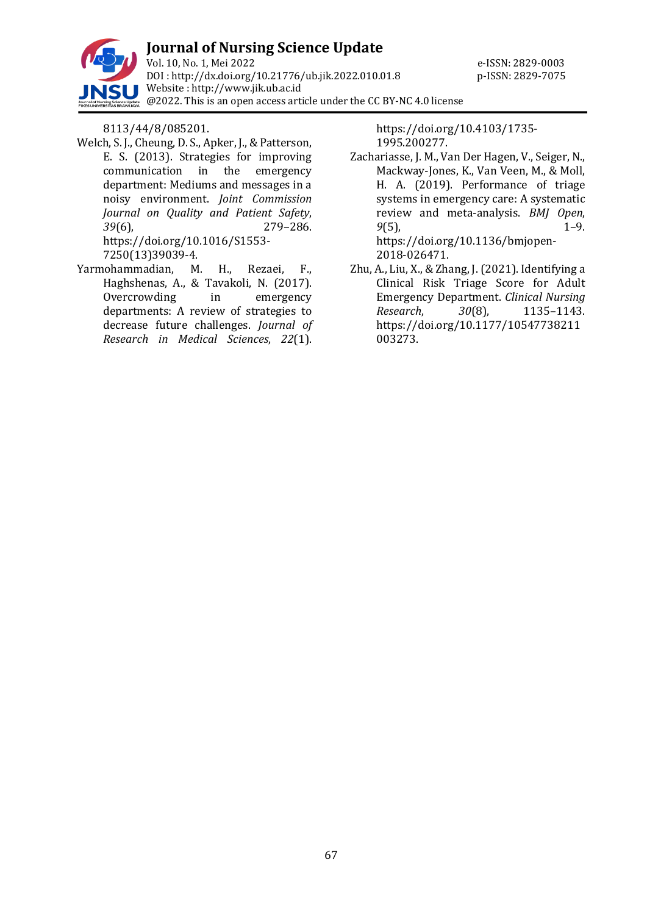8113/44/8/085201.

Welch, S. J., Cheung, D. S., Apker, J., & Patterson, E. S. (2013). Strategies for improving communication in the emergency department: Mediums and messages in a noisy environment. *Joint Commission Journal on Quality and Patient Safety*, *39*(6), 279–286. https://doi.org/10.1016/S1553-7250(13)39039-4.

Yarmohammadian, M. H., Rezaei, F., Haghshenas, A., & Tavakoli, N. (2017). Overcrowding in emergency departments: A review of strategies to decrease future challenges. *Journal of Research in Medical Sciences*, *22*(1). https://doi.org/10.4103/1735-1995.200277.

Zachariasse, J. M., Van Der Hagen, V., Seiger, N., Mackway-Jones, K., Van Veen, M., & Moll, H. A. (2019). Performance of triage systems in emergency care: A systematic review and meta-analysis. *BMJ Open*, *9*(5), 1–9. https://doi.org/10.1136/bmjopen-2018-026471.

Zhu, A., Liu, X., & Zhang, J. (2021). Identifying a Clinical Risk Triage Score for Adult Emergency Department. *Clinical Nursing Research*, *30*(8), 1135–1143. https://doi.org/10.1177/10547738211003273.